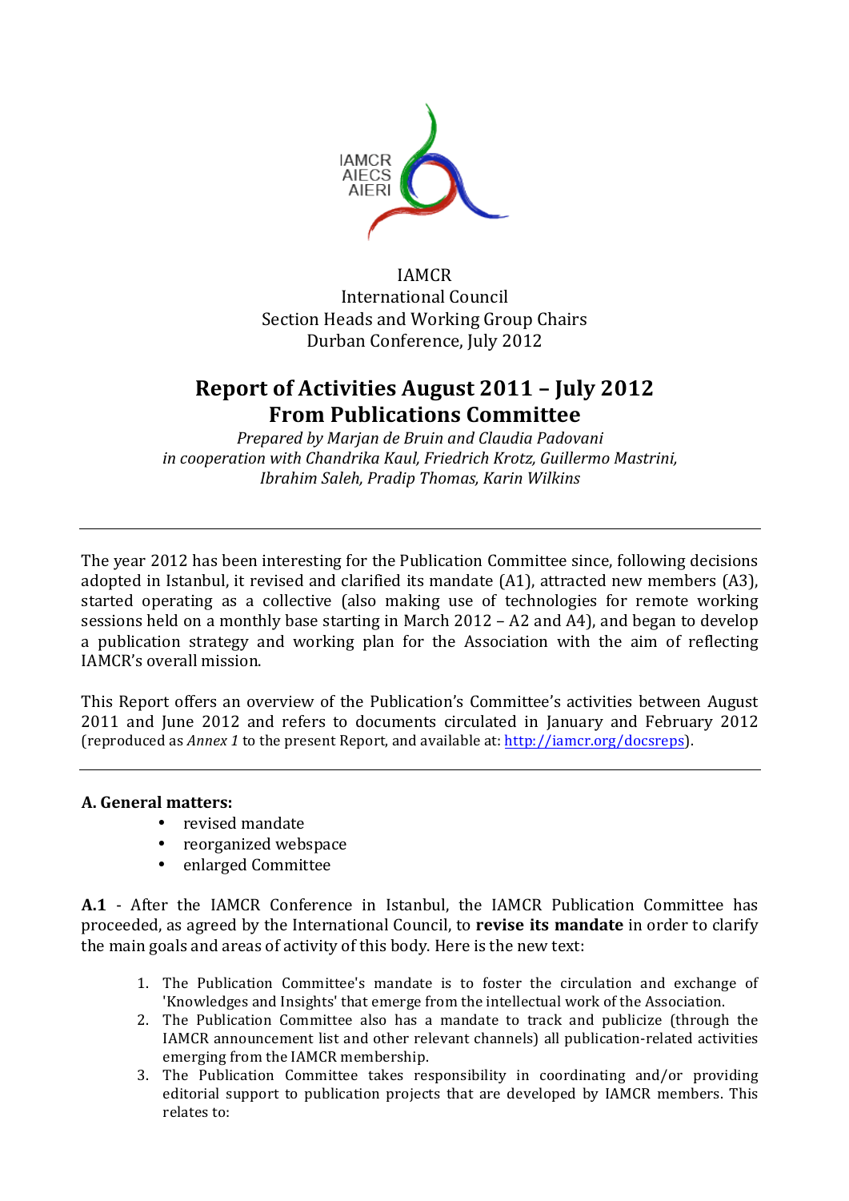IAMCR
International Council
Section Heads and Working Group Chairs
Durban Conference, July 2012

# Report of Activities August 2011 – July 2012
# From Publications Committee

*Prepared by Marjan de Bruin and Claudia Padovani*
*in cooperation with Chandrika Kaul, Friedrich Krotz, Guillermo Mastrini, Ibrahim Saleh, Pradip Thomas, Karin Wilkins*

---

The year 2012 has been interesting for the Publication Committee since, following decisions adopted in Istanbul, it revised and clarified its mandate (A1), attracted new members (A3), started operating as a collective (also making use of technologies for remote working sessions held on a monthly base starting in March 2012 – A2 and A4), and began to develop a publication strategy and working plan for the Association with the aim of reflecting IAMCR's overall mission.

This Report offers an overview of the Publication's Committee's activities between August 2011 and June 2012 and refers to documents circulated in January and February 2012 (reproduced as *Annex 1* to the present Report, and available at: http://iamcr.org/docsreps).

---

**A. General matters:**

- revised mandate
- reorganized webspace
- enlarged Committee

**A.1** - After the IAMCR Conference in Istanbul, the IAMCR Publication Committee has proceeded, as agreed by the International Council, to **revise its mandate** in order to clarify the main goals and areas of activity of this body. Here is the new text:

1. The Publication Committee's mandate is to foster the circulation and exchange of 'Knowledges and Insights' that emerge from the intellectual work of the Association.
2. The Publication Committee also has a mandate to track and publicize (through the IAMCR announcement list and other relevant channels) all publication-related activities emerging from the IAMCR membership.
3. The Publication Committee takes responsibility in coordinating and/or providing editorial support to publication projects that are developed by IAMCR members. This relates to: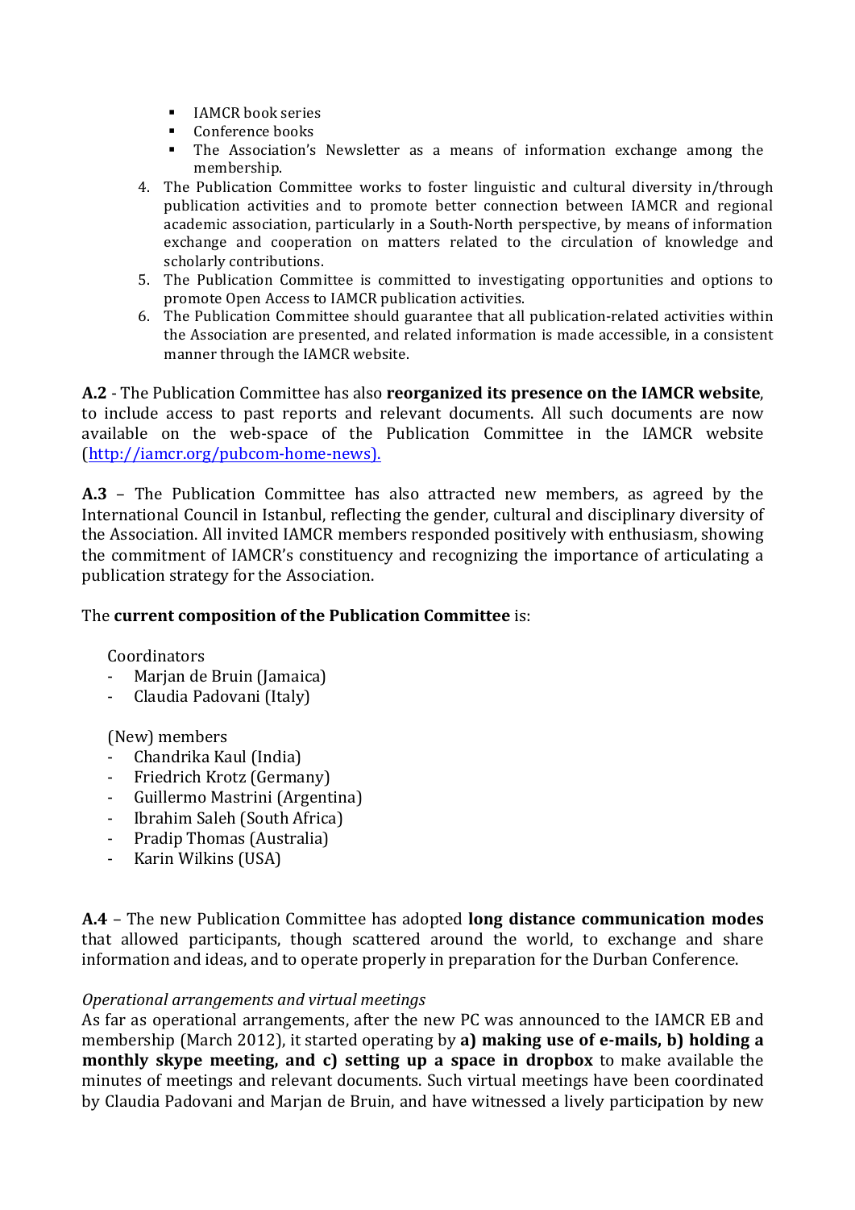- IAMCR book series
- Conference books
- The Association's Newsletter as a means of information exchange among the membership.

4. The Publication Committee works to foster linguistic and cultural diversity in/through publication activities and to promote better connection between IAMCR and regional academic association, particularly in a South-North perspective, by means of information exchange and cooperation on matters related to the circulation of knowledge and scholarly contributions.
5. The Publication Committee is committed to investigating opportunities and options to promote Open Access to IAMCR publication activities.
6. The Publication Committee should guarantee that all publication-related activities within the Association are presented, and related information is made accessible, in a consistent manner through the IAMCR website.

**A.2** - The Publication Committee has also **reorganized its presence on the IAMCR website**, to include access to past reports and relevant documents. All such documents are now available on the web-space of the Publication Committee in the IAMCR website (http://iamcr.org/pubcom-home-news).

**A.3** – The Publication Committee has also attracted new members, as agreed by the International Council in Istanbul, reflecting the gender, cultural and disciplinary diversity of the Association. All invited IAMCR members responded positively with enthusiasm, showing the commitment of IAMCR's constituency and recognizing the importance of articulating a publication strategy for the Association.

The **current composition of the Publication Committee** is:

Coordinators
- Marjan de Bruin (Jamaica)
- Claudia Padovani (Italy)

(New) members
- Chandrika Kaul (India)
- Friedrich Krotz (Germany)
- Guillermo Mastrini (Argentina)
- Ibrahim Saleh (South Africa)
- Pradip Thomas (Australia)
- Karin Wilkins (USA)

**A.4** – The new Publication Committee has adopted **long distance communication modes** that allowed participants, though scattered around the world, to exchange and share information and ideas, and to operate properly in preparation for the Durban Conference.

*Operational arrangements and virtual meetings*

As far as operational arrangements, after the new PC was announced to the IAMCR EB and membership (March 2012), it started operating by **a) making use of e-mails, b) holding a monthly skype meeting, and c) setting up a space in dropbox** to make available the minutes of meetings and relevant documents. Such virtual meetings have been coordinated by Claudia Padovani and Marjan de Bruin, and have witnessed a lively participation by new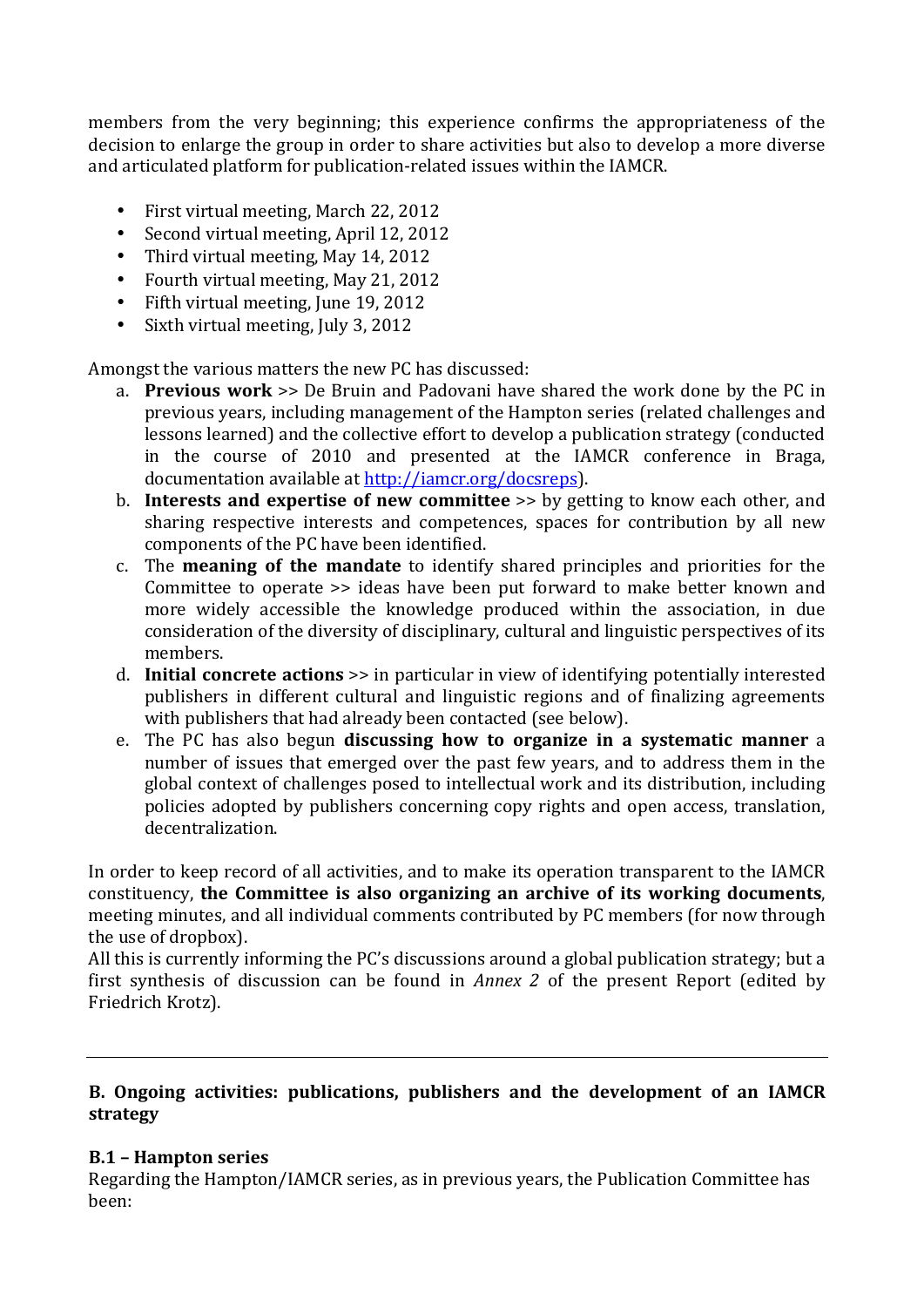members from the very beginning; this experience confirms the appropriateness of the decision to enlarge the group in order to share activities but also to develop a more diverse and articulated platform for publication-related issues within the IAMCR.

- First virtual meeting, March 22, 2012
- Second virtual meeting, April 12, 2012
- Third virtual meeting, May 14, 2012
- Fourth virtual meeting, May 21, 2012
- Fifth virtual meeting, June 19, 2012
- Sixth virtual meeting, July 3, 2012

Amongst the various matters the new PC has discussed:

a. **Previous work** >> De Bruin and Padovani have shared the work done by the PC in previous years, including management of the Hampton series (related challenges and lessons learned) and the collective effort to develop a publication strategy (conducted in the course of 2010 and presented at the IAMCR conference in Braga, documentation available at http://iamcr.org/docsreps).
b. **Interests and expertise of new committee** >> by getting to know each other, and sharing respective interests and competences, spaces for contribution by all new components of the PC have been identified.
c. The **meaning of the mandate** to identify shared principles and priorities for the Committee to operate >> ideas have been put forward to make better known and more widely accessible the knowledge produced within the association, in due consideration of the diversity of disciplinary, cultural and linguistic perspectives of its members.
d. **Initial concrete actions** >> in particular in view of identifying potentially interested publishers in different cultural and linguistic regions and of finalizing agreements with publishers that had already been contacted (see below).
e. The PC has also begun **discussing how to organize in a systematic manner** a number of issues that emerged over the past few years, and to address them in the global context of challenges posed to intellectual work and its distribution, including policies adopted by publishers concerning copy rights and open access, translation, decentralization.

In order to keep record of all activities, and to make its operation transparent to the IAMCR constituency, **the Committee is also organizing an archive of its working documents**, meeting minutes, and all individual comments contributed by PC members (for now through the use of dropbox).
All this is currently informing the PC's discussions around a global publication strategy; but a first synthesis of discussion can be found in *Annex 2* of the present Report (edited by Friedrich Krotz).

---

## B. Ongoing activities: publications, publishers and the development of an IAMCR strategy

### B.1 – Hampton series

Regarding the Hampton/IAMCR series, as in previous years, the Publication Committee has been: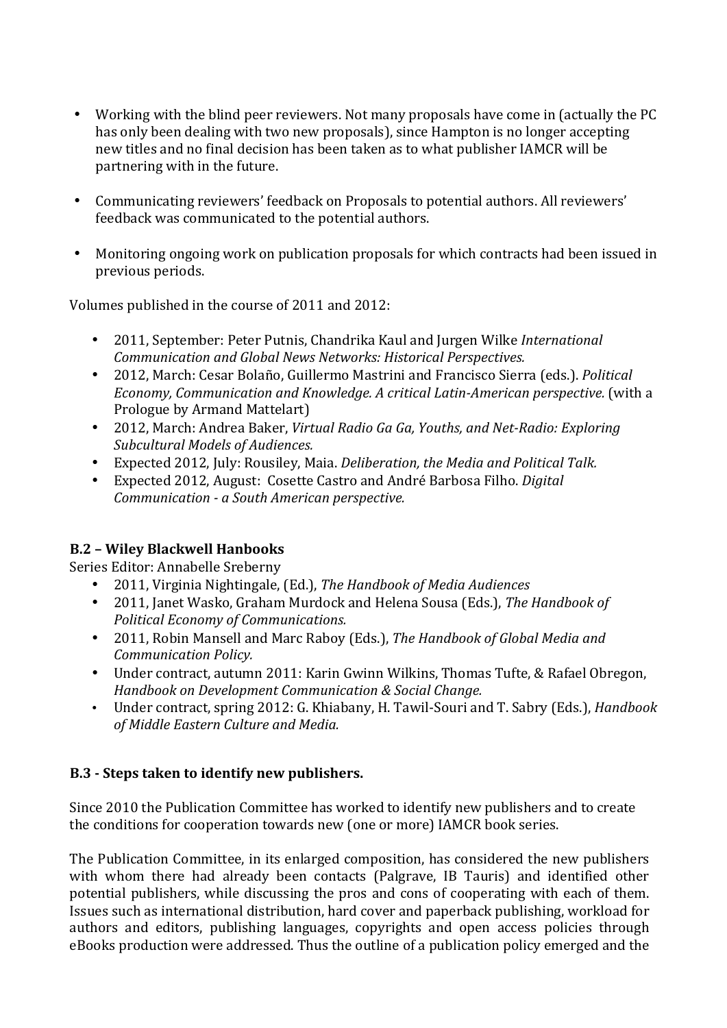- Working with the blind peer reviewers. Not many proposals have come in (actually the PC has only been dealing with two new proposals), since Hampton is no longer accepting new titles and no final decision has been taken as to what publisher IAMCR will be partnering with in the future.

- Communicating reviewers' feedback on Proposals to potential authors. All reviewers' feedback was communicated to the potential authors.

- Monitoring ongoing work on publication proposals for which contracts had been issued in previous periods.

Volumes published in the course of 2011 and 2012:

- 2011, September: Peter Putnis, Chandrika Kaul and Jurgen Wilke *International Communication and Global News Networks: Historical Perspectives.*
- 2012, March: Cesar Bolaño, Guillermo Mastrini and Francisco Sierra (eds.). *Political Economy, Communication and Knowledge. A critical Latin-American perspective.* (with a Prologue by Armand Mattelart)
- 2012, March: Andrea Baker, *Virtual Radio Ga Ga, Youths, and Net-Radio: Exploring Subcultural Models of Audiences.*
- Expected 2012, July: Rousiley, Maia. *Deliberation, the Media and Political Talk.*
- Expected 2012, August: Cosette Castro and André Barbosa Filho. *Digital Communication - a South American perspective.*

### B.2 – Wiley Blackwell Hanbooks

Series Editor: Annabelle Sreberny

- 2011, Virginia Nightingale, (Ed.), *The Handbook of Media Audiences*
- 2011, Janet Wasko, Graham Murdock and Helena Sousa (Eds.), *The Handbook of Political Economy of Communications.*
- 2011, Robin Mansell and Marc Raboy (Eds.), *The Handbook of Global Media and Communication Policy.*
- Under contract, autumn 2011: Karin Gwinn Wilkins, Thomas Tufte, & Rafael Obregon, *Handbook on Development Communication & Social Change.*
- Under contract, spring 2012: G. Khiabany, H. Tawil-Souri and T. Sabry (Eds.), *Handbook of Middle Eastern Culture and Media.*

### B.3 - Steps taken to identify new publishers.

Since 2010 the Publication Committee has worked to identify new publishers and to create the conditions for cooperation towards new (one or more) IAMCR book series.

The Publication Committee, in its enlarged composition, has considered the new publishers with whom there had already been contacts (Palgrave, IB Tauris) and identified other potential publishers, while discussing the pros and cons of cooperating with each of them. Issues such as international distribution, hard cover and paperback publishing, workload for authors and editors, publishing languages, copyrights and open access policies through eBooks production were addressed. Thus the outline of a publication policy emerged and the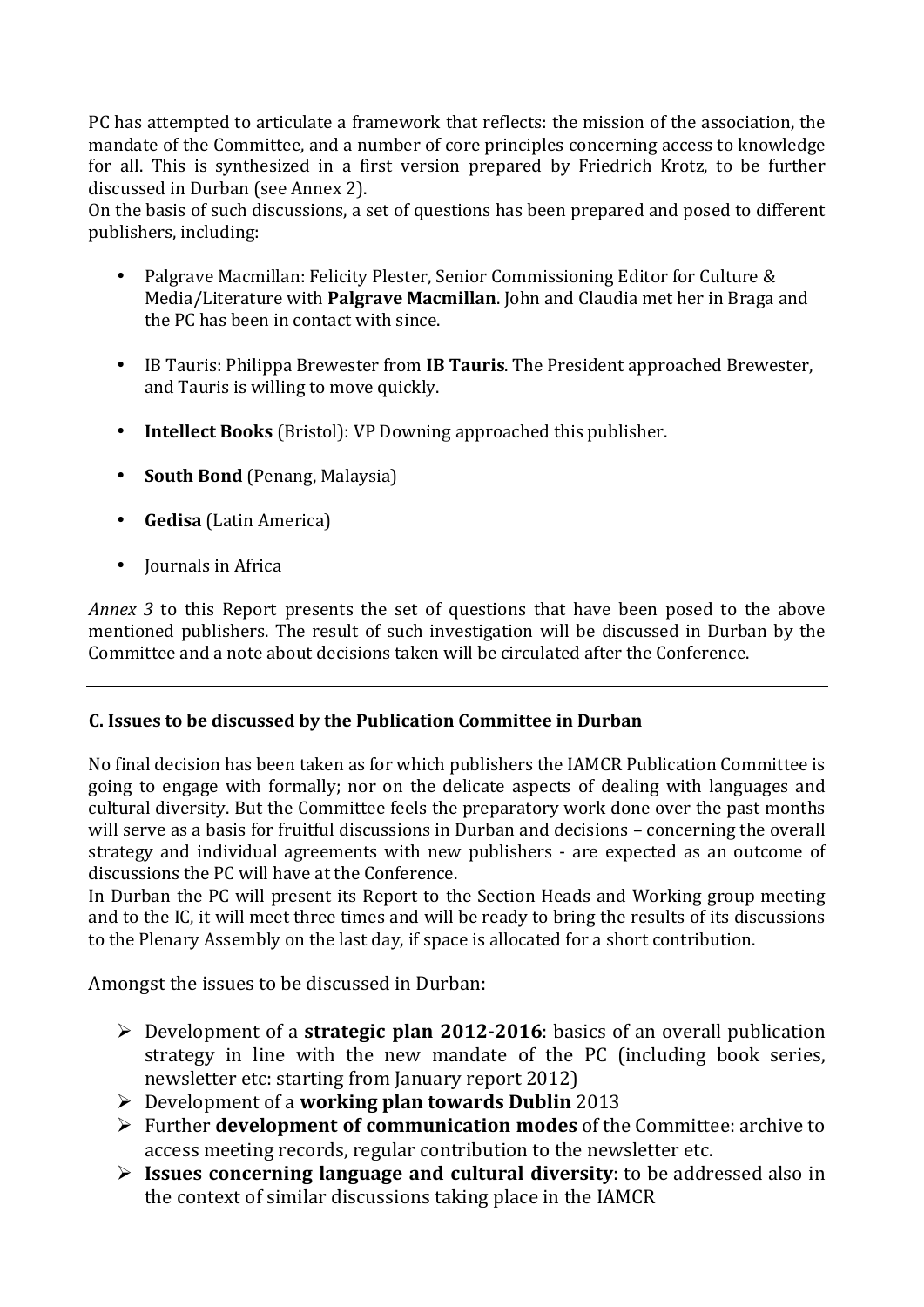PC has attempted to articulate a framework that reflects: the mission of the association, the mandate of the Committee, and a number of core principles concerning access to knowledge for all. This is synthesized in a first version prepared by Friedrich Krotz, to be further discussed in Durban (see Annex 2).
On the basis of such discussions, a set of questions has been prepared and posed to different publishers, including:

- Palgrave Macmillan: Felicity Plester, Senior Commissioning Editor for Culture & Media/Literature with **Palgrave Macmillan**. John and Claudia met her in Braga and the PC has been in contact with since.
- IB Tauris: Philippa Brewester from **IB Tauris**. The President approached Brewester, and Tauris is willing to move quickly.
- **Intellect Books** (Bristol): VP Downing approached this publisher.
- **South Bond** (Penang, Malaysia)
- **Gedisa** (Latin America)
- Journals in Africa

*Annex 3* to this Report presents the set of questions that have been posed to the above mentioned publishers. The result of such investigation will be discussed in Durban by the Committee and a note about decisions taken will be circulated after the Conference.

---

### C. Issues to be discussed by the Publication Committee in Durban

No final decision has been taken as for which publishers the IAMCR Publication Committee is going to engage with formally; nor on the delicate aspects of dealing with languages and cultural diversity. But the Committee feels the preparatory work done over the past months will serve as a basis for fruitful discussions in Durban and decisions – concerning the overall strategy and individual agreements with new publishers - are expected as an outcome of discussions the PC will have at the Conference.
In Durban the PC will present its Report to the Section Heads and Working group meeting and to the IC, it will meet three times and will be ready to bring the results of its discussions to the Plenary Assembly on the last day, if space is allocated for a short contribution.

Amongst the issues to be discussed in Durban:

- Development of a **strategic plan 2012-2016**: basics of an overall publication strategy in line with the new mandate of the PC (including book series, newsletter etc: starting from January report 2012)
- Development of a **working plan towards Dublin** 2013
- Further **development of communication modes** of the Committee: archive to access meeting records, regular contribution to the newsletter etc.
- **Issues concerning language and cultural diversity**: to be addressed also in the context of similar discussions taking place in the IAMCR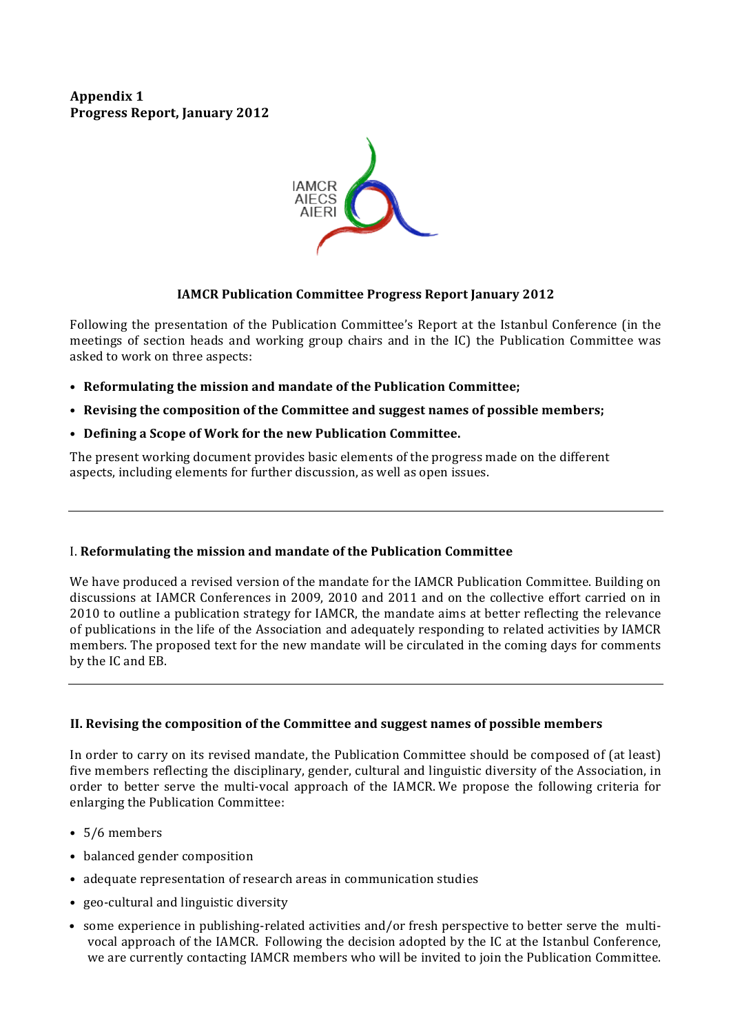**Appendix 1**
**Progress Report, January 2012**

IAMCR
AIECS
AIERI

### IAMCR Publication Committee Progress Report January 2012

Following the presentation of the Publication Committee's Report at the Istanbul Conference (in the meetings of section heads and working group chairs and in the IC) the Publication Committee was asked to work on three aspects:

- **Reformulating the mission and mandate of the Publication Committee;**
- **Revising the composition of the Committee and suggest names of possible members;**
- **Defining a Scope of Work for the new Publication Committee.**

The present working document provides basic elements of the progress made on the different aspects, including elements for further discussion, as well as open issues.

---

## I. Reformulating the mission and mandate of the Publication Committee

We have produced a revised version of the mandate for the IAMCR Publication Committee. Building on discussions at IAMCR Conferences in 2009, 2010 and 2011 and on the collective effort carried on in 2010 to outline a publication strategy for IAMCR, the mandate aims at better reflecting the relevance of publications in the life of the Association and adequately responding to related activities by IAMCR members. The proposed text for the new mandate will be circulated in the coming days for comments by the IC and EB.

---

## II. Revising the composition of the Committee and suggest names of possible members

In order to carry on its revised mandate, the Publication Committee should be composed of (at least) five members reflecting the disciplinary, gender, cultural and linguistic diversity of the Association, in order to better serve the multi-vocal approach of the IAMCR. We propose the following criteria for enlarging the Publication Committee:

- 5/6 members
- balanced gender composition
- adequate representation of research areas in communication studies
- geo-cultural and linguistic diversity
- some experience in publishing-related activities and/or fresh perspective to better serve the multi-vocal approach of the IAMCR. Following the decision adopted by the IC at the Istanbul Conference, we are currently contacting IAMCR members who will be invited to join the Publication Committee.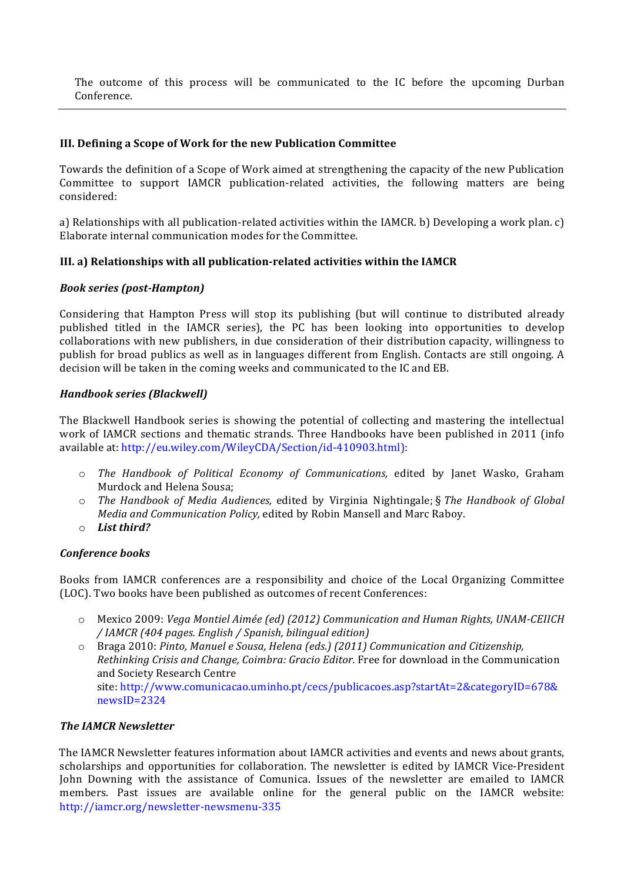The outcome of this process will be communicated to the IC before the upcoming Durban Conference.

---

### III. Defining a Scope of Work for the new Publication Committee

Towards the definition of a Scope of Work aimed at strengthening the capacity of the new Publication Committee to support IAMCR publication-related activities, the following matters are being considered:

a) Relationships with all publication-related activities within the IAMCR. b) Developing a work plan. c) Elaborate internal communication modes for the Committee.

### III. a) Relationships with all publication-related activities within the IAMCR

***Book series (post-Hampton)***

Considering that Hampton Press will stop its publishing (but will continue to distributed already published titled in the IAMCR series), the PC has been looking into opportunities to develop collaborations with new publishers, in due consideration of their distribution capacity, willingness to publish for broad publics as well as in languages different from English. Contacts are still ongoing. A decision will be taken in the coming weeks and communicated to the IC and EB.

***Handbook series (Blackwell)***

The Blackwell Handbook series is showing the potential of collecting and mastering the intellectual work of IAMCR sections and thematic strands. Three Handbooks have been published in 2011 (info available at: http://eu.wiley.com/WileyCDA/Section/id-410903.html):

- *The Handbook of Political Economy of Communications,* edited by Janet Wasko, Graham Murdock and Helena Sousa;
- *The Handbook of Media Audiences,* edited by Virginia Nightingale; § *The Handbook of Global Media and Communication Policy,* edited by Robin Mansell and Marc Raboy.
- ***List third?***

***Conference books***

Books from IAMCR conferences are a responsibility and choice of the Local Organizing Committee (LOC). Two books have been published as outcomes of recent Conferences:

- Mexico 2009: *Vega Montiel Aimée (ed) (2012) Communication and Human Rights, UNAM-CEIICH / IAMCR (404 pages. English / Spanish, bilingual edition)*
- Braga 2010: *Pinto, Manuel e Sousa, Helena (eds.) (2011) Communication and Citizenship, Rethinking Crisis and Change, Coimbra: Gracio Editor.* Free for download in the Communication and Society Research Centre site: http://www.comunicacao.uminho.pt/cecs/publicacoes.asp?startAt=2&categoryID=678&newsID=2324

***The IAMCR Newsletter***

The IAMCR Newsletter features information about IAMCR activities and events and news about grants, scholarships and opportunities for collaboration. The newsletter is edited by IAMCR Vice-President John Downing with the assistance of Comunica. Issues of the newsletter are emailed to IAMCR members. Past issues are available online for the general public on the IAMCR website: http://iamcr.org/newsletter-newsmenu-335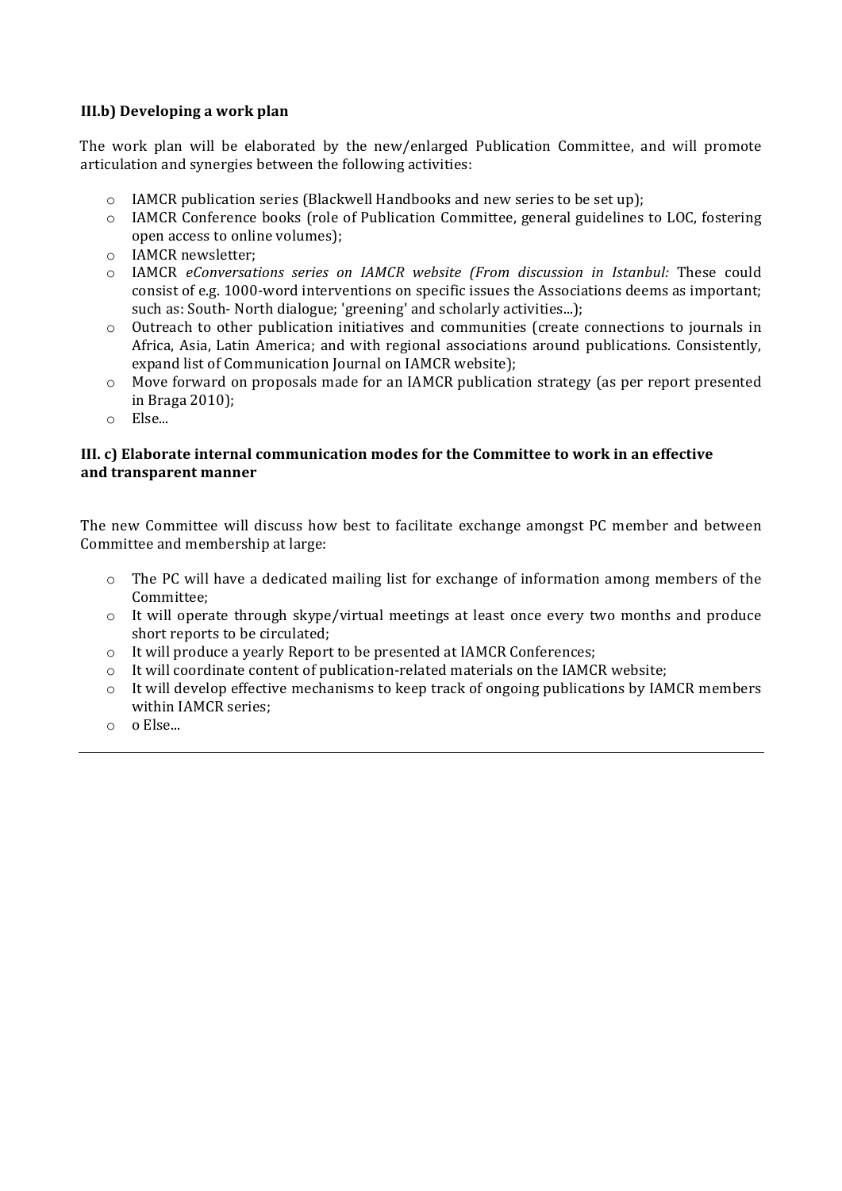### III.b) Developing a work plan

The work plan will be elaborated by the new/enlarged Publication Committee, and will promote articulation and synergies between the following activities:

- IAMCR publication series (Blackwell Handbooks and new series to be set up);
- IAMCR Conference books (role of Publication Committee, general guidelines to LOC, fostering open access to online volumes);
- IAMCR newsletter;
- IAMCR *eConversations series on IAMCR website (From discussion in Istanbul:* These could consist of e.g. 1000-word interventions on specific issues the Associations deems as important; such as: South- North dialogue; 'greening' and scholarly activities...);
- Outreach to other publication initiatives and communities (create connections to journals in Africa, Asia, Latin America; and with regional associations around publications. Consistently, expand list of Communication Journal on IAMCR website);
- Move forward on proposals made for an IAMCR publication strategy (as per report presented in Braga 2010);
- Else...

### III. c) Elaborate internal communication modes for the Committee to work in an effective and transparent manner

The new Committee will discuss how best to facilitate exchange amongst PC member and between Committee and membership at large:

- The PC will have a dedicated mailing list for exchange of information among members of the Committee;
- It will operate through skype/virtual meetings at least once every two months and produce short reports to be circulated;
- It will produce a yearly Report to be presented at IAMCR Conferences;
- It will coordinate content of publication-related materials on the IAMCR website;
- It will develop effective mechanisms to keep track of ongoing publications by IAMCR members within IAMCR series;
- o Else...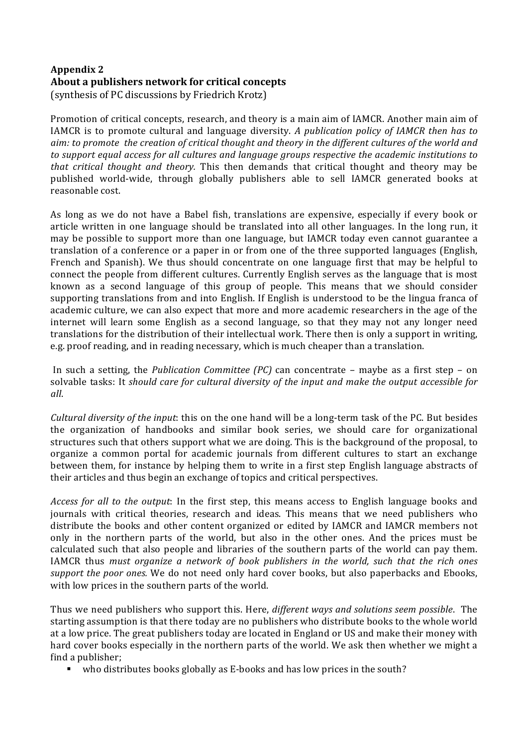**Appendix 2**
**About a publishers network for critical concepts**
(synthesis of PC discussions by Friedrich Krotz)

Promotion of critical concepts, research, and theory is a main aim of IAMCR. Another main aim of IAMCR is to promote cultural and language diversity. *A publication policy of IAMCR then has to aim: to promote the creation of critical thought and theory in the different cultures of the world and to support equal access for all cultures and language groups respective the academic institutions to that critical thought and theory.* This then demands that critical thought and theory may be published world-wide, through globally publishers able to sell IAMCR generated books at reasonable cost.

As long as we do not have a Babel fish, translations are expensive, especially if every book or article written in one language should be translated into all other languages. In the long run, it may be possible to support more than one language, but IAMCR today even cannot guarantee a translation of a conference or a paper in or from one of the three supported languages (English, French and Spanish). We thus should concentrate on one language first that may be helpful to connect the people from different cultures. Currently English serves as the language that is most known as a second language of this group of people. This means that we should consider supporting translations from and into English. If English is understood to be the lingua franca of academic culture, we can also expect that more and more academic researchers in the age of the internet will learn some English as a second language, so that they may not any longer need translations for the distribution of their intellectual work. There then is only a support in writing, e.g. proof reading, and in reading necessary, which is much cheaper than a translation.

In such a setting, the *Publication Committee (PC)* can concentrate – maybe as a first step – on solvable tasks: It *should care for cultural diversity of the input and make the output accessible for all*.

*Cultural diversity of the input*: this on the one hand will be a long-term task of the PC. But besides the organization of handbooks and similar book series, we should care for organizational structures such that others support what we are doing. This is the background of the proposal, to organize a common portal for academic journals from different cultures to start an exchange between them, for instance by helping them to write in a first step English language abstracts of their articles and thus begin an exchange of topics and critical perspectives.

*Access for all to the output*: In the first step, this means access to English language books and journals with critical theories, research and ideas. This means that we need publishers who distribute the books and other content organized or edited by IAMCR and IAMCR members not only in the northern parts of the world, but also in the other ones. And the prices must be calculated such that also people and libraries of the southern parts of the world can pay them. IAMCR thus *must organize a network of book publishers in the world, such that the rich ones support the poor ones.* We do not need only hard cover books, but also paperbacks and Ebooks, with low prices in the southern parts of the world.

Thus we need publishers who support this. Here, *different ways and solutions seem possible*. The starting assumption is that there today are no publishers who distribute books to the whole world at a low price. The great publishers today are located in England or US and make their money with hard cover books especially in the northern parts of the world. We ask then whether we might a find a publisher;

- who distributes books globally as E-books and has low prices in the south?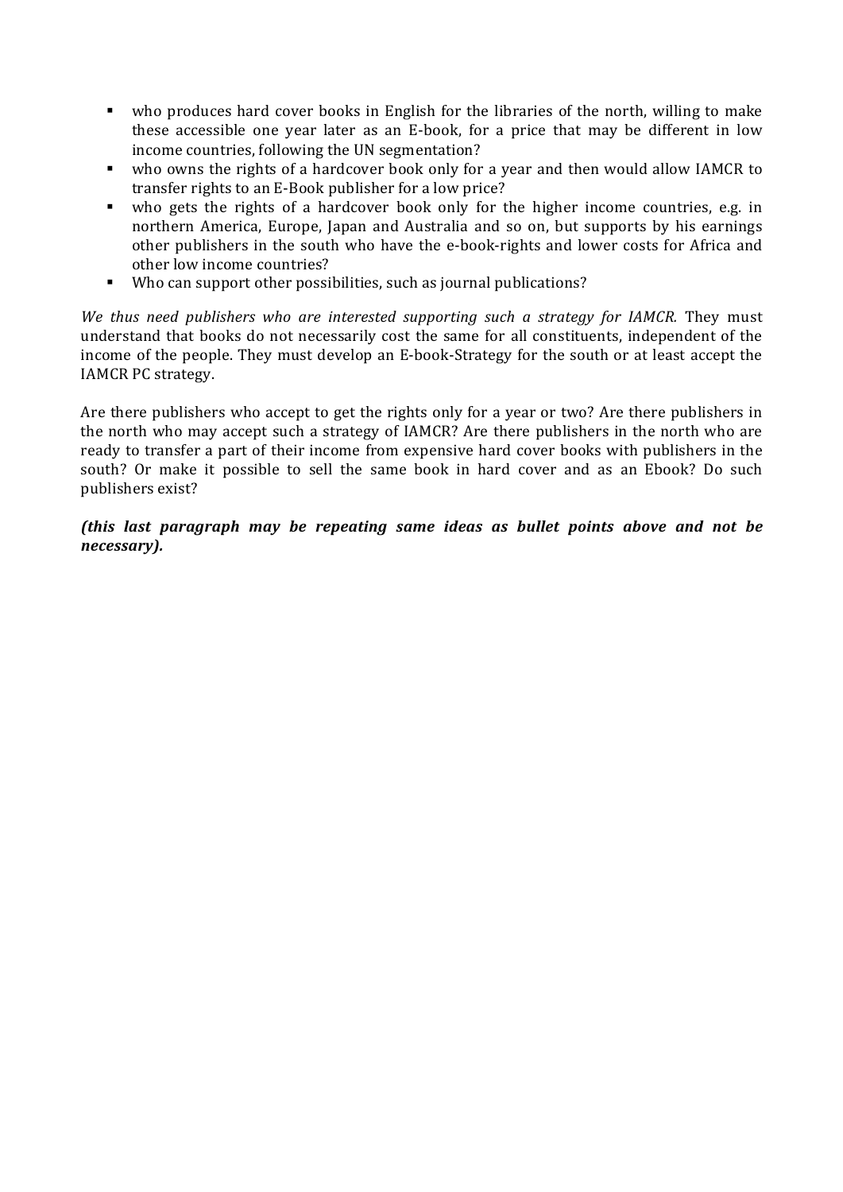- who produces hard cover books in English for the libraries of the north, willing to make these accessible one year later as an E-book, for a price that may be different in low income countries, following the UN segmentation?
- who owns the rights of a hardcover book only for a year and then would allow IAMCR to transfer rights to an E-Book publisher for a low price?
- who gets the rights of a hardcover book only for the higher income countries, e.g. in northern America, Europe, Japan and Australia and so on, but supports by his earnings other publishers in the south who have the e-book-rights and lower costs for Africa and other low income countries?
- Who can support other possibilities, such as journal publications?

*We thus need publishers who are interested supporting such a strategy for IAMCR.* They must understand that books do not necessarily cost the same for all constituents, independent of the income of the people. They must develop an E-book-Strategy for the south or at least accept the IAMCR PC strategy.

Are there publishers who accept to get the rights only for a year or two? Are there publishers in the north who may accept such a strategy of IAMCR? Are there publishers in the north who are ready to transfer a part of their income from expensive hard cover books with publishers in the south? Or make it possible to sell the same book in hard cover and as an Ebook? Do such publishers exist?

***(this last paragraph may be repeating same ideas as bullet points above and not be necessary).***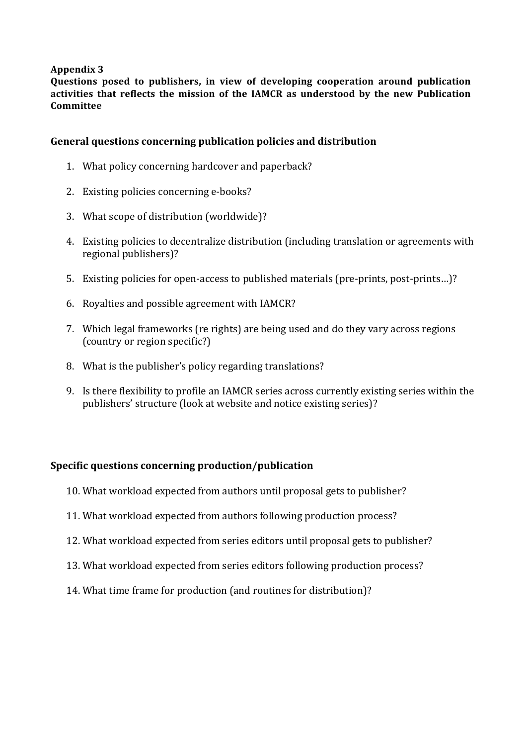**Appendix 3**

**Questions posed to publishers, in view of developing cooperation around publication activities that reflects the mission of the IAMCR as understood by the new Publication Committee**

## General questions concerning publication policies and distribution

1. What policy concerning hardcover and paperback?
2. Existing policies concerning e-books?
3. What scope of distribution (worldwide)?
4. Existing policies to decentralize distribution (including translation or agreements with regional publishers)?
5. Existing policies for open-access to published materials (pre-prints, post-prints…)?
6. Royalties and possible agreement with IAMCR?
7. Which legal frameworks (re rights) are being used and do they vary across regions (country or region specific?)
8. What is the publisher's policy regarding translations?
9. Is there flexibility to profile an IAMCR series across currently existing series within the publishers' structure (look at website and notice existing series)?

## Specific questions concerning production/publication

10. What workload expected from authors until proposal gets to publisher?
11. What workload expected from authors following production process?
12. What workload expected from series editors until proposal gets to publisher?
13. What workload expected from series editors following production process?
14. What time frame for production (and routines for distribution)?